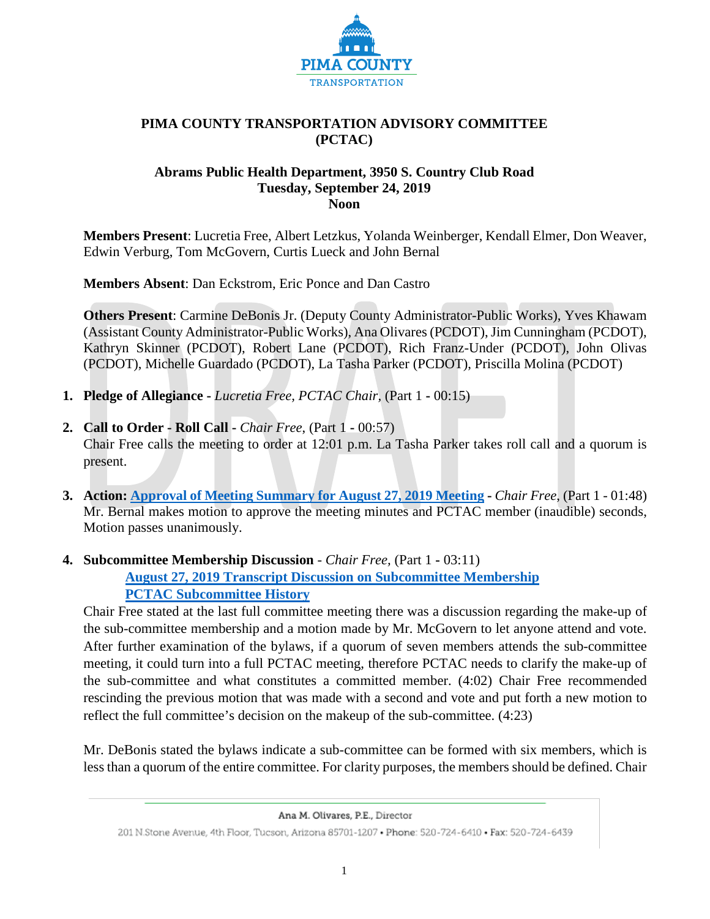# PIMA COUNTY TRANSPORTATION ADVISORY COMMITTEE (PCTAC)

## Abrams Public Health Department, 3950 S. Country Club Road
## Tuesday, September 24, 2019
## Noon

**Members Present**: Lucretia Free, Albert Letzkus, Yolanda Weinberger, Kendall Elmer, Don Weaver, Edwin Verburg, Tom McGovern, Curtis Lueck and John Bernal

**Members Absent**: Dan Eckstrom, Eric Ponce and Dan Castro

**Others Present**: Carmine DeBonis Jr. (Deputy County Administrator-Public Works), Yves Khawam (Assistant County Administrator-Public Works), Ana Olivares (PCDOT), Jim Cunningham (PCDOT), Kathryn Skinner (PCDOT), Robert Lane (PCDOT), Rich Franz-Under (PCDOT), John Olivas (PCDOT), Michelle Guardado (PCDOT), La Tasha Parker (PCDOT), Priscilla Molina (PCDOT)

1. **Pledge of Allegiance -** *Lucretia Free, PCTAC Chair,* (Part 1 - 00:15)

2. **Call to Order - Roll Call** - *Chair Free,* (Part 1 - 00:57)
   Chair Free calls the meeting to order at 12:01 p.m. La Tasha Parker takes roll call and a quorum is present.

3. **Action: Approval of Meeting Summary for August 27, 2019 Meeting** - *Chair Free,* (Part 1 - 01:48)
   Mr. Bernal makes motion to approve the meeting minutes and PCTAC member (inaudible) seconds, Motion passes unanimously.

4. **Subcommittee Membership Discussion** - *Chair Free,* (Part 1 - 03:11)
   **August 27, 2019 Transcript Discussion on Subcommittee Membership**
   **PCTAC Subcommittee History**
   Chair Free stated at the last full committee meeting there was a discussion regarding the make-up of the sub-committee membership and a motion made by Mr. McGovern to let anyone attend and vote. After further examination of the bylaws, if a quorum of seven members attends the sub-committee meeting, it could turn into a full PCTAC meeting, therefore PCTAC needs to clarify the make-up of the sub-committee and what constitutes a committed member. (4:02) Chair Free recommended rescinding the previous motion that was made with a second and vote and put forth a new motion to reflect the full committee's decision on the makeup of the sub-committee. (4:23)

   Mr. DeBonis stated the bylaws indicate a sub-committee can be formed with six members, which is less than a quorum of the entire committee. For clarity purposes, the members should be defined. Chair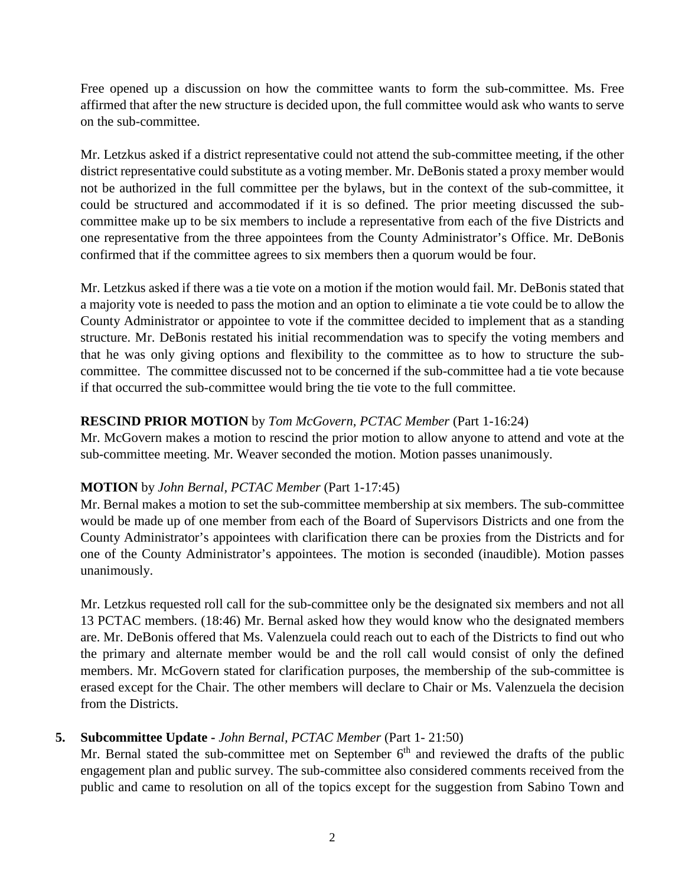Free opened up a discussion on how the committee wants to form the sub-committee. Ms. Free affirmed that after the new structure is decided upon, the full committee would ask who wants to serve on the sub-committee.

Mr. Letzkus asked if a district representative could not attend the sub-committee meeting, if the other district representative could substitute as a voting member. Mr. DeBonis stated a proxy member would not be authorized in the full committee per the bylaws, but in the context of the sub-committee, it could be structured and accommodated if it is so defined. The prior meeting discussed the sub-committee make up to be six members to include a representative from each of the five Districts and one representative from the three appointees from the County Administrator's Office. Mr. DeBonis confirmed that if the committee agrees to six members then a quorum would be four.

Mr. Letzkus asked if there was a tie vote on a motion if the motion would fail. Mr. DeBonis stated that a majority vote is needed to pass the motion and an option to eliminate a tie vote could be to allow the County Administrator or appointee to vote if the committee decided to implement that as a standing structure. Mr. DeBonis restated his initial recommendation was to specify the voting members and that he was only giving options and flexibility to the committee as to how to structure the sub-committee. The committee discussed not to be concerned if the sub-committee had a tie vote because if that occurred the sub-committee would bring the tie vote to the full committee.

**RESCIND PRIOR MOTION** by *Tom McGovern, PCTAC Member* (Part 1-16:24)
Mr. McGovern makes a motion to rescind the prior motion to allow anyone to attend and vote at the sub-committee meeting. Mr. Weaver seconded the motion. Motion passes unanimously.

**MOTION** by *John Bernal, PCTAC Member* (Part 1-17:45)
Mr. Bernal makes a motion to set the sub-committee membership at six members. The sub-committee would be made up of one member from each of the Board of Supervisors Districts and one from the County Administrator's appointees with clarification there can be proxies from the Districts and for one of the County Administrator's appointees. The motion is seconded (inaudible). Motion passes unanimously.

Mr. Letzkus requested roll call for the sub-committee only be the designated six members and not all 13 PCTAC members. (18:46) Mr. Bernal asked how they would know who the designated members are. Mr. DeBonis offered that Ms. Valenzuela could reach out to each of the Districts to find out who the primary and alternate member would be and the roll call would consist of only the defined members. Mr. McGovern stated for clarification purposes, the membership of the sub-committee is erased except for the Chair. The other members will declare to Chair or Ms. Valenzuela the decision from the Districts.

5. **Subcommittee Update -** *John Bernal, PCTAC Member* (Part 1- 21:50)
   Mr. Bernal stated the sub-committee met on September 6th and reviewed the drafts of the public engagement plan and public survey. The sub-committee also considered comments received from the public and came to resolution on all of the topics except for the suggestion from Sabino Town and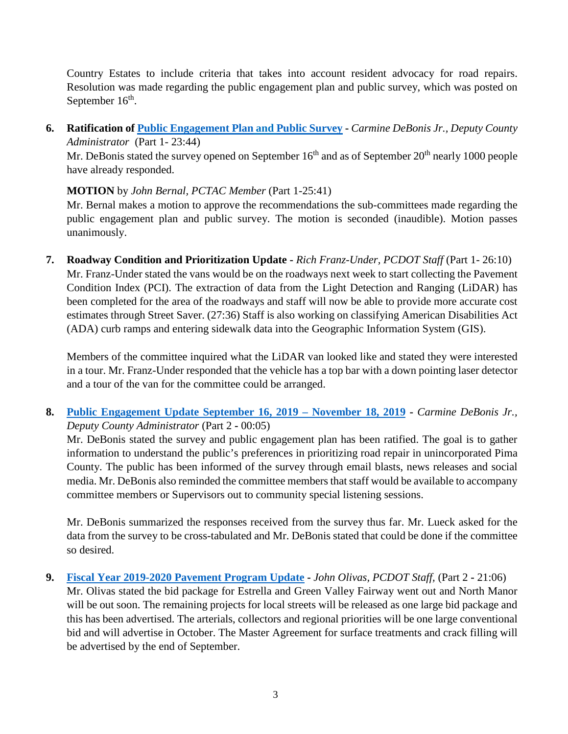Country Estates to include criteria that takes into account resident advocacy for road repairs. Resolution was made regarding the public engagement plan and public survey, which was posted on September 16th.

6. **Ratification of Public Engagement Plan and Public Survey** - *Carmine DeBonis Jr., Deputy County Administrator* (Part 1- 23:44)
   Mr. DeBonis stated the survey opened on September 16th and as of September 20th nearly 1000 people have already responded.

   **MOTION** by *John Bernal, PCTAC Member* (Part 1-25:41)
   Mr. Bernal makes a motion to approve the recommendations the sub-committees made regarding the public engagement plan and public survey. The motion is seconded (inaudible). Motion passes unanimously.

7. **Roadway Condition and Prioritization Update** - *Rich Franz-Under, PCDOT Staff* (Part 1- 26:10)
   Mr. Franz-Under stated the vans would be on the roadways next week to start collecting the Pavement Condition Index (PCI). The extraction of data from the Light Detection and Ranging (LiDAR) has been completed for the area of the roadways and staff will now be able to provide more accurate cost estimates through Street Saver. (27:36) Staff is also working on classifying American Disabilities Act (ADA) curb ramps and entering sidewalk data into the Geographic Information System (GIS).

   Members of the committee inquired what the LiDAR van looked like and stated they were interested in a tour. Mr. Franz-Under responded that the vehicle has a top bar with a down pointing laser detector and a tour of the van for the committee could be arranged.

8. **Public Engagement Update September 16, 2019 – November 18, 2019** - *Carmine DeBonis Jr., Deputy County Administrator* (Part 2 - 00:05)
   Mr. DeBonis stated the survey and public engagement plan has been ratified. The goal is to gather information to understand the public's preferences in prioritizing road repair in unincorporated Pima County. The public has been informed of the survey through email blasts, news releases and social media. Mr. DeBonis also reminded the committee members that staff would be available to accompany committee members or Supervisors out to community special listening sessions.

   Mr. DeBonis summarized the responses received from the survey thus far. Mr. Lueck asked for the data from the survey to be cross-tabulated and Mr. DeBonis stated that could be done if the committee so desired.

9. **Fiscal Year 2019-2020 Pavement Program Update** - *John Olivas, PCDOT Staff,* (Part 2 - 21:06)
   Mr. Olivas stated the bid package for Estrella and Green Valley Fairway went out and North Manor will be out soon. The remaining projects for local streets will be released as one large bid package and this has been advertised. The arterials, collectors and regional priorities will be one large conventional bid and will advertise in October. The Master Agreement for surface treatments and crack filling will be advertised by the end of September.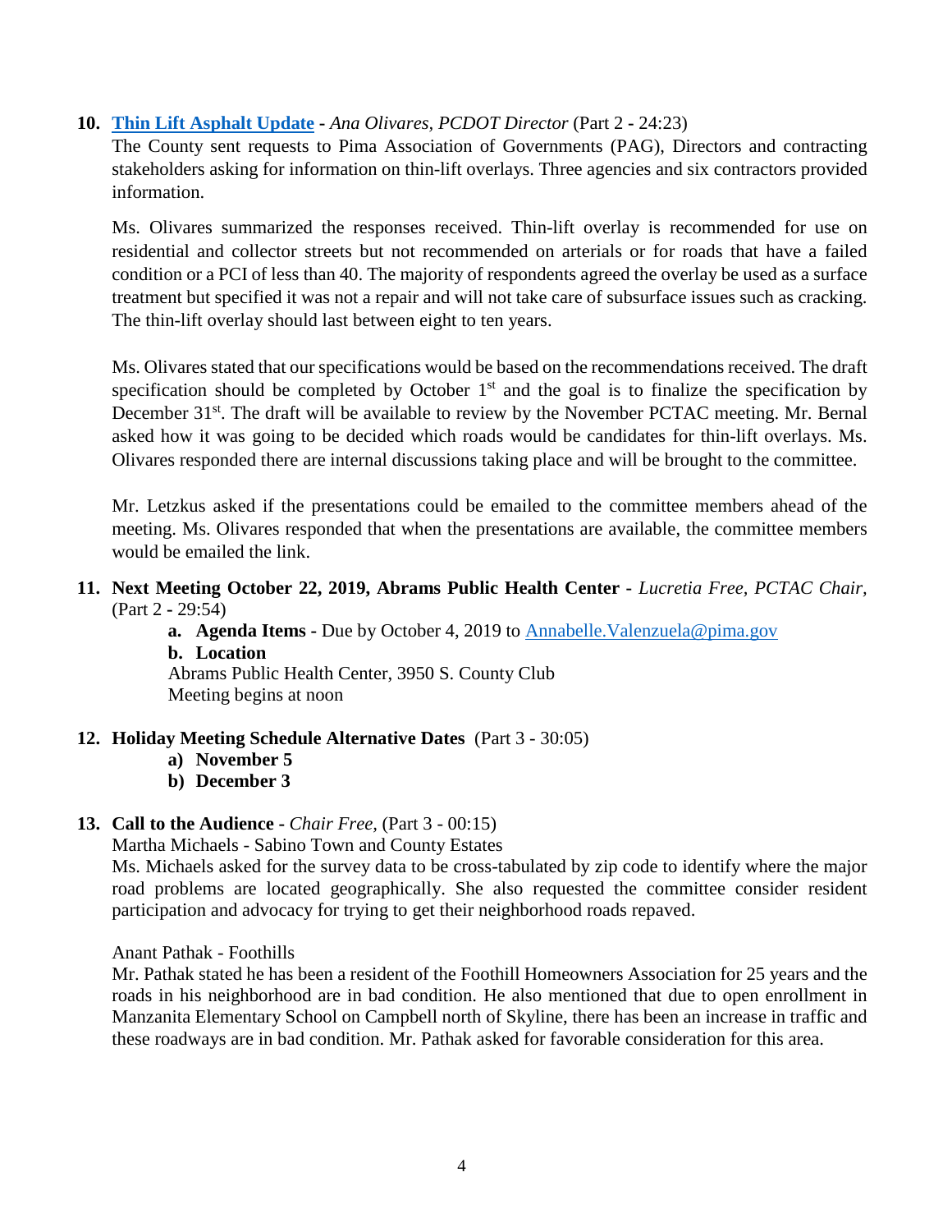**10. [Thin Lift Asphalt Update](#) -** *Ana Olivares, PCDOT Director* (Part 2 - 24:23)

The County sent requests to Pima Association of Governments (PAG), Directors and contracting stakeholders asking for information on thin-lift overlays. Three agencies and six contractors provided information.

Ms. Olivares summarized the responses received. Thin-lift overlay is recommended for use on residential and collector streets but not recommended on arterials or for roads that have a failed condition or a PCI of less than 40. The majority of respondents agreed the overlay be used as a surface treatment but specified it was not a repair and will not take care of subsurface issues such as cracking. The thin-lift overlay should last between eight to ten years.

Ms. Olivares stated that our specifications would be based on the recommendations received. The draft specification should be completed by October 1st and the goal is to finalize the specification by December 31st. The draft will be available to review by the November PCTAC meeting. Mr. Bernal asked how it was going to be decided which roads would be candidates for thin-lift overlays. Ms. Olivares responded there are internal discussions taking place and will be brought to the committee.

Mr. Letzkus asked if the presentations could be emailed to the committee members ahead of the meeting. Ms. Olivares responded that when the presentations are available, the committee members would be emailed the link.

**11. Next Meeting October 22, 2019, Abrams Public Health Center -** *Lucretia Free, PCTAC Chair,* (Part 2 - 29:54)

- **a. Agenda Items -** Due by October 4, 2019 to [Annabelle.Valenzuela@pima.gov](mailto:Annabelle.Valenzuela@pima.gov)
- **b. Location**
  Abrams Public Health Center, 3950 S. County Club
  Meeting begins at noon

**12. Holiday Meeting Schedule Alternative Dates** (Part 3 - 30:05)

- **a) November 5**
- **b) December 3**

**13. Call to the Audience -** *Chair Free,* (Part 3 - 00:15)

Martha Michaels - Sabino Town and County Estates

Ms. Michaels asked for the survey data to be cross-tabulated by zip code to identify where the major road problems are located geographically. She also requested the committee consider resident participation and advocacy for trying to get their neighborhood roads repaved.

Anant Pathak - Foothills

Mr. Pathak stated he has been a resident of the Foothill Homeowners Association for 25 years and the roads in his neighborhood are in bad condition. He also mentioned that due to open enrollment in Manzanita Elementary School on Campbell north of Skyline, there has been an increase in traffic and these roadways are in bad condition. Mr. Pathak asked for favorable consideration for this area.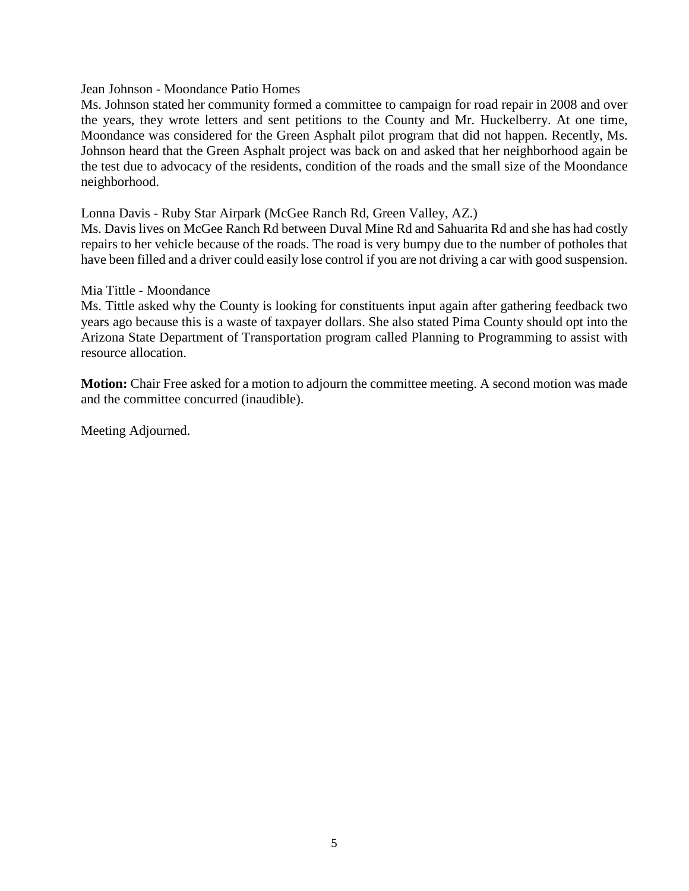Jean Johnson - Moondance Patio Homes

Ms. Johnson stated her community formed a committee to campaign for road repair in 2008 and over the years, they wrote letters and sent petitions to the County and Mr. Huckelberry. At one time, Moondance was considered for the Green Asphalt pilot program that did not happen. Recently, Ms. Johnson heard that the Green Asphalt project was back on and asked that her neighborhood again be the test due to advocacy of the residents, condition of the roads and the small size of the Moondance neighborhood.

Lonna Davis - Ruby Star Airpark (McGee Ranch Rd, Green Valley, AZ.)

Ms. Davis lives on McGee Ranch Rd between Duval Mine Rd and Sahuarita Rd and she has had costly repairs to her vehicle because of the roads. The road is very bumpy due to the number of potholes that have been filled and a driver could easily lose control if you are not driving a car with good suspension.

Mia Tittle - Moondance

Ms. Tittle asked why the County is looking for constituents input again after gathering feedback two years ago because this is a waste of taxpayer dollars. She also stated Pima County should opt into the Arizona State Department of Transportation program called Planning to Programming to assist with resource allocation.

**Motion:** Chair Free asked for a motion to adjourn the committee meeting. A second motion was made and the committee concurred (inaudible).

Meeting Adjourned.